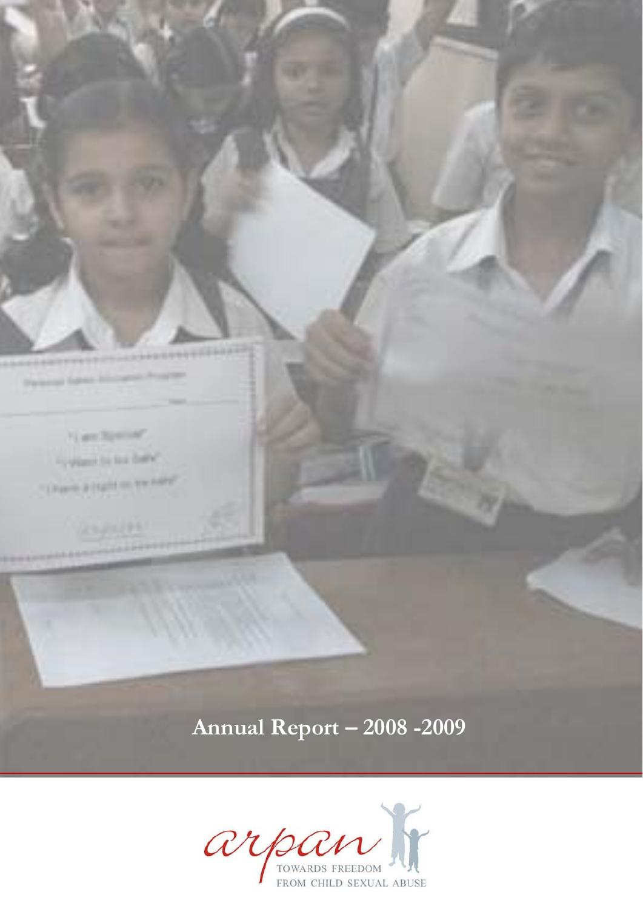# Annual Report – 2008 -2009

arpan

TOWARDS FREEDOM FROM CHILD SEXUAL ABUSE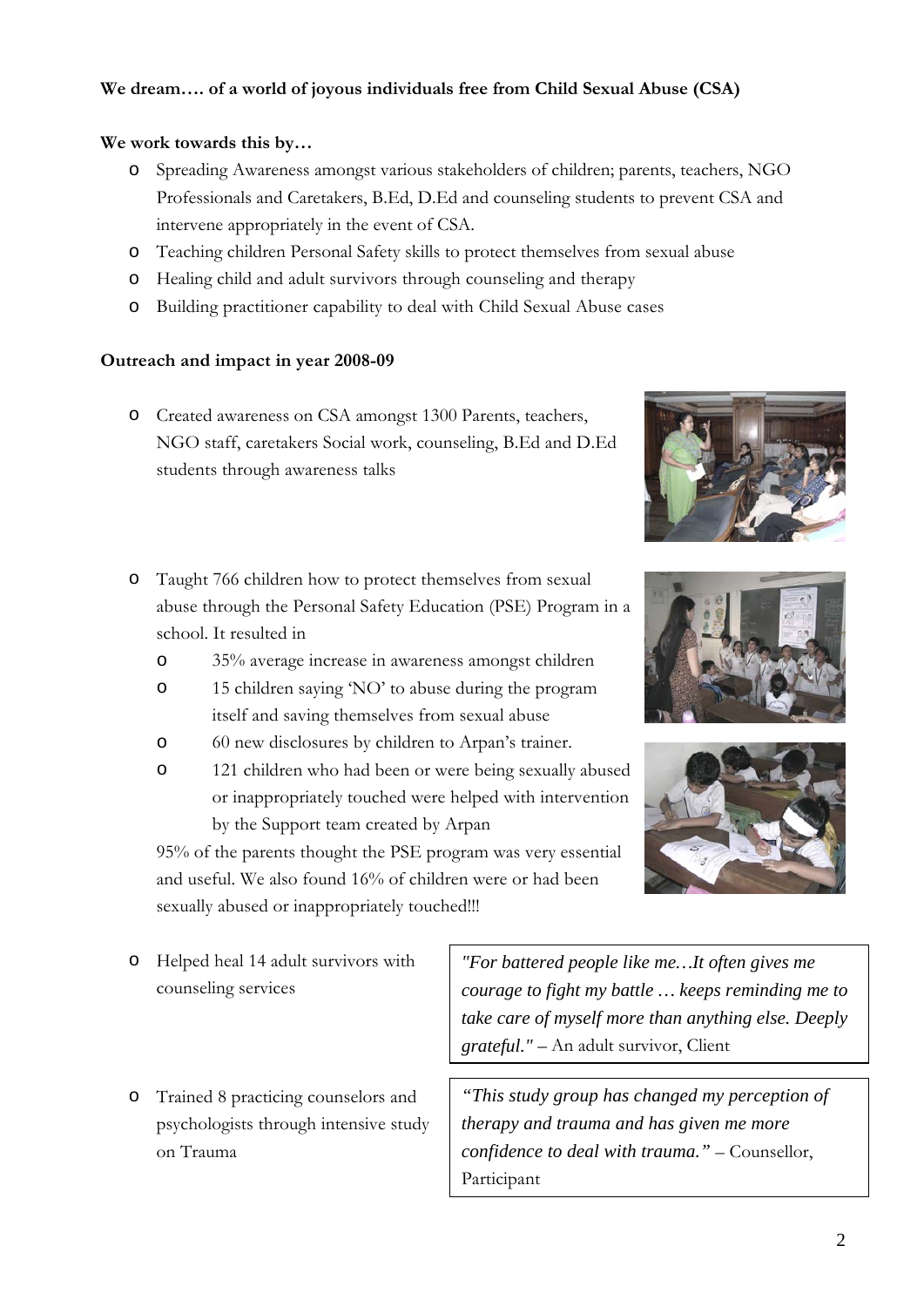**We dream…. of a world of joyous individuals free from Child Sexual Abuse (CSA)**

**We work towards this by…**

- Spreading Awareness amongst various stakeholders of children; parents, teachers, NGO Professionals and Caretakers, B.Ed, D.Ed and counseling students to prevent CSA and intervene appropriately in the event of CSA.
- Teaching children Personal Safety skills to protect themselves from sexual abuse
- Healing child and adult survivors through counseling and therapy
- Building practitioner capability to deal with Child Sexual Abuse cases

**Outreach and impact in year 2008-09**

- Created awareness on CSA amongst 1300 Parents, teachers, NGO staff, caretakers Social work, counseling, B.Ed and D.Ed students through awareness talks
- Taught 766 children how to protect themselves from sexual abuse through the Personal Safety Education (PSE) Program in a school. It resulted in
  - 35% average increase in awareness amongst children
  - 15 children saying 'NO' to abuse during the program itself and saving themselves from sexual abuse
  - 60 new disclosures by children to Arpan's trainer.
  - 121 children who had been or were being sexually abused or inappropriately touched were helped with intervention by the Support team created by Arpan

  95% of the parents thought the PSE program was very essential and useful. We also found 16% of children were or had been sexually abused or inappropriately touched!!!

- Helped heal 14 adult survivors with counseling services

> *"For battered people like me…It often gives me courage to fight my battle … keeps reminding me to take care of myself more than anything else. Deeply grateful."* – An adult survivor, Client

- Trained 8 practicing counselors and psychologists through intensive study on Trauma

> *"This study group has changed my perception of therapy and trauma and has given me more confidence to deal with trauma."* – Counsellor, Participant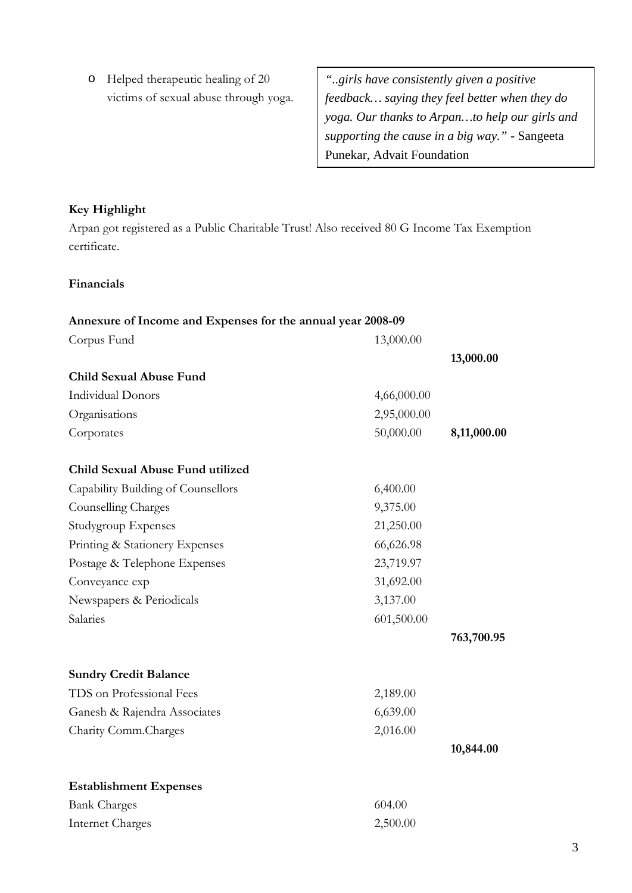- Helped therapeutic healing of 20 victims of sexual abuse through yoga.

> *"..girls have consistently given a positive feedback… saying they feel better when they do yoga. Our thanks to Arpan…to help our girls and supporting the cause in a big way."* - Sangeeta Punekar, Advait Foundation

**Key Highlight**

Arpan got registered as a Public Charitable Trust! Also received 80 G Income Tax Exemption certificate.

**Financials**

**Annexure of Income and Expenses for the annual year 2008-09**

| | | |
|---|---|---|
| Corpus Fund | 13,000.00 | |
| | | **13,000.00** |
| **Child Sexual Abuse Fund** | | |
| Individual Donors | 4,66,000.00 | |
| Organisations | 2,95,000.00 | |
| Corporates | 50,000.00 | **8,11,000.00** |
| | | |
| **Child Sexual Abuse Fund utilized** | | |
| Capability Building of Counsellors | 6,400.00 | |
| Counselling Charges | 9,375.00 | |
| Studygroup Expenses | 21,250.00 | |
| Printing & Stationery Expenses | 66,626.98 | |
| Postage & Telephone Expenses | 23,719.97 | |
| Conveyance exp | 31,692.00 | |
| Newspapers & Periodicals | 3,137.00 | |
| Salaries | 601,500.00 | |
| | | **763,700.95** |
| | | |
| **Sundry Credit Balance** | | |
| TDS on Professional Fees | 2,189.00 | |
| Ganesh & Rajendra Associates | 6,639.00 | |
| Charity Comm.Charges | 2,016.00 | |
| | | **10,844.00** |
| | | |
| **Establishment Expenses** | | |
| Bank Charges | 604.00 | |
| Internet Charges | 2,500.00 | |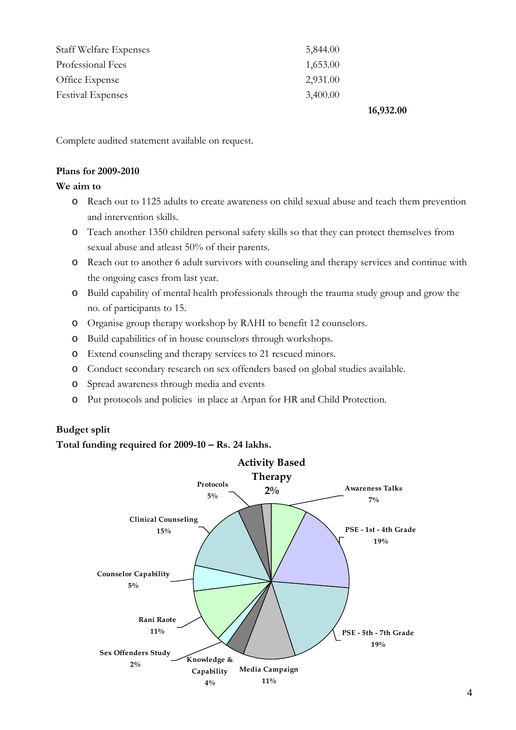| | | |
|---|---|---|
| Staff Welfare Expenses | 5,844.00 | |
| Professional Fees | 1,653.00 | |
| Office Expense | 2,931.00 | |
| Festival Expenses | 3,400.00 | |
| | | **16,932.00** |

Complete audited statement available on request.

**Plans for 2009-2010**

**We aim to**

- Reach out to 1125 adults to create awareness on child sexual abuse and teach them prevention and intervention skills.
- Teach another 1350 children personal safety skills so that they can protect themselves from sexual abuse and atleast 50% of their parents.
- Reach out to another 6 adult survivors with counseling and therapy services and continue with the ongoing cases from last year.
- Build capability of mental health professionals through the trauma study group and grow the no. of participants to 15.
- Organise group therapy workshop by RAHI to benefit 12 counselors.
- Build capabilities of in house counselors through workshops.
- Extend counseling and therapy services to 21 rescued minors.
- Conduct secondary research on sex offenders based on global studies available.
- Spread awareness through media and events
- Put protocols and policies in place at Arpan for HR and Child Protection.

**Budget split**

**Total funding required for 2009-10 – Rs. 24 lakhs.**

| Activity | Share |
|---|---|
| Awareness Talks | 7% |
| PSE - 1st - 4th Grade | 19% |
| PSE - 5th - 7th Grade | 19% |
| Media Campaign | 11% |
| Knowledge & Capability | 4% |
| Sex Offenders Study | 2% |
| Rani Raote | 11% |
| Counselor Capability | 5% |
| Clinical Counseling | 15% |
| Protocols | 5% |
| Activity Based Therapy | 2% |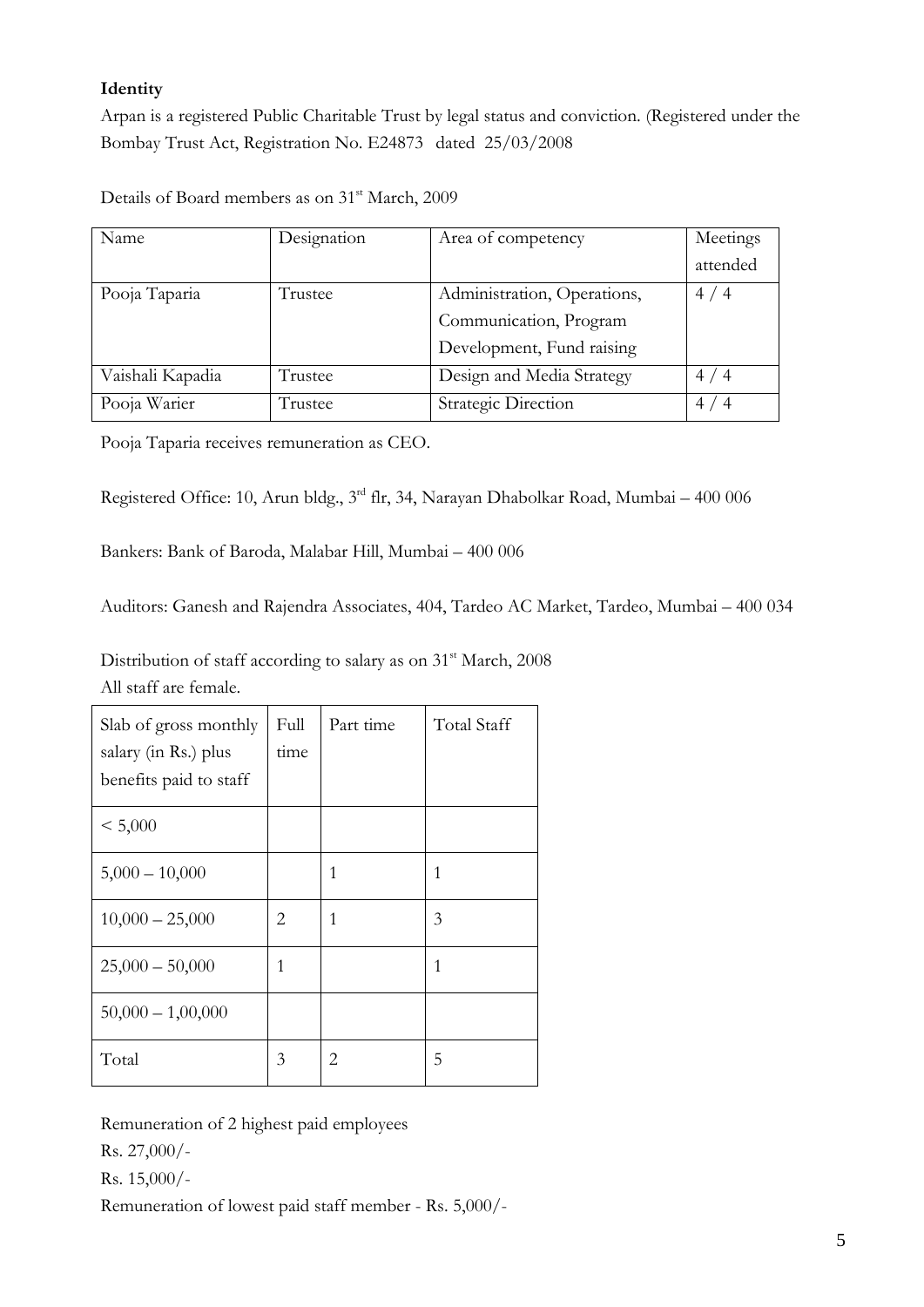**Identity**

Arpan is a registered Public Charitable Trust by legal status and conviction. (Registered under the Bombay Trust Act, Registration No. E24873 dated 25/03/2008

Details of Board members as on 31[st] March, 2009

| Name | Designation | Area of competency | Meetings attended |
|---|---|---|---|
| Pooja Taparia | Trustee | Administration, Operations, Communication, Program Development, Fund raising | 4 / 4 |
| Vaishali Kapadia | Trustee | Design and Media Strategy | 4 / 4 |
| Pooja Warier | Trustee | Strategic Direction | 4 / 4 |

Pooja Taparia receives remuneration as CEO.

Registered Office: 10, Arun bldg., 3[rd] flr, 34, Narayan Dhabolkar Road, Mumbai – 400 006

Bankers: Bank of Baroda, Malabar Hill, Mumbai – 400 006

Auditors: Ganesh and Rajendra Associates, 404, Tardeo AC Market, Tardeo, Mumbai – 400 034

Distribution of staff according to salary as on 31[st] March, 2008

All staff are female.

| Slab of gross monthly salary (in Rs.) plus benefits paid to staff | Full time | Part time | Total Staff |
|---|---|---|---|
| < 5,000 | | | |
| 5,000 – 10,000 | | 1 | 1 |
| 10,000 – 25,000 | 2 | 1 | 3 |
| 25,000 – 50,000 | 1 | | 1 |
| 50,000 – 1,00,000 | | | |
| Total | 3 | 2 | 5 |

Remuneration of 2 highest paid employees

Rs. 27,000/-

Rs. 15,000/-

Remuneration of lowest paid staff member - Rs. 5,000/-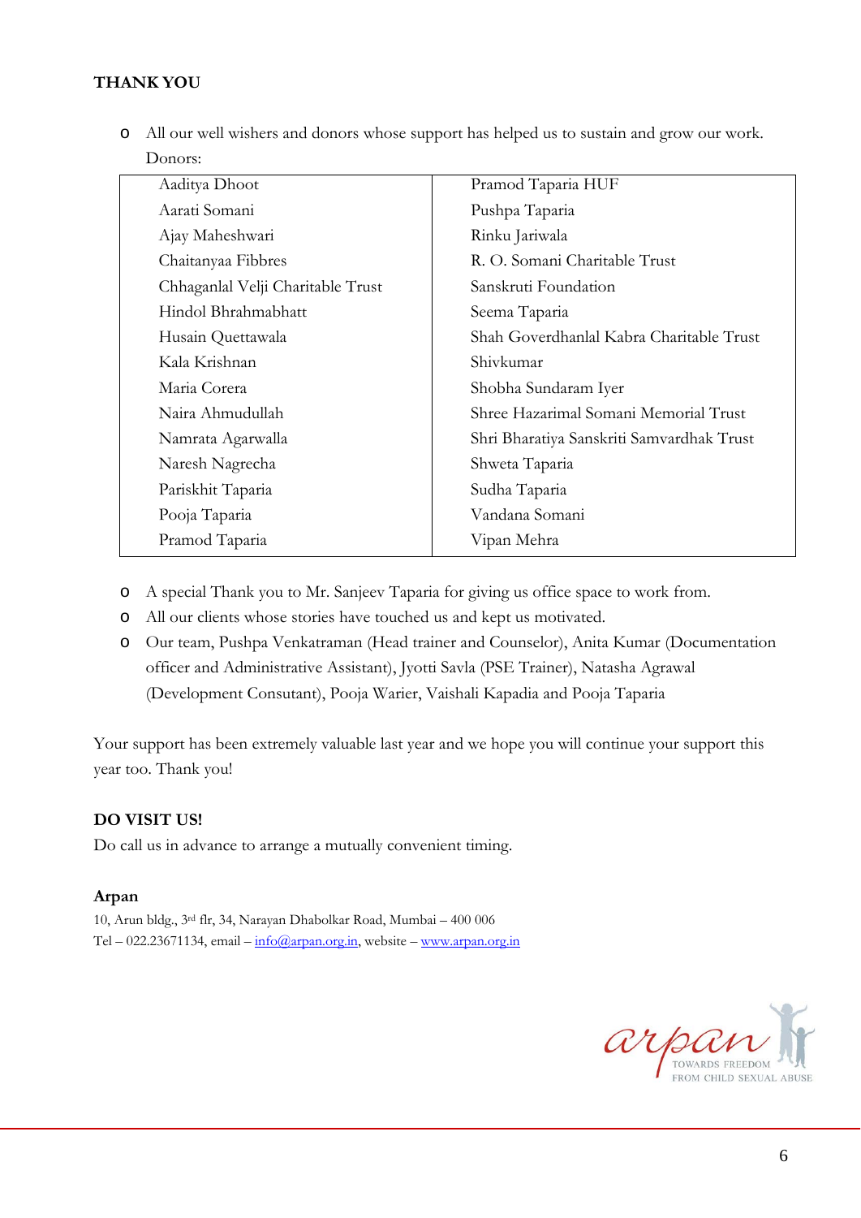**THANK YOU**

- All our well wishers and donors whose support has helped us to sustain and grow our work. Donors:

| | |
|---|---|
| Aaditya Dhoot | Pramod Taparia HUF |
| Aarati Somani | Pushpa Taparia |
| Ajay Maheshwari | Rinku Jariwala |
| Chaitanyaa Fibbres | R. O. Somani Charitable Trust |
| Chhaganlal Velji Charitable Trust | Sanskruti Foundation |
| Hindol Bhrahmabhatt | Seema Taparia |
| Husain Quettawala | Shah Goverdhanlal Kabra Charitable Trust |
| Kala Krishnan | Shivkumar |
| Maria Corera | Shobha Sundaram Iyer |
| Naira Ahmudullah | Shree Hazarimal Somani Memorial Trust |
| Namrata Agarwalla | Shri Bharatiya Sanskriti Samvardhak Trust |
| Naresh Nagrecha | Shweta Taparia |
| Pariskhit Taparia | Sudha Taparia |
| Pooja Taparia | Vandana Somani |
| Pramod Taparia | Vipan Mehra |

- A special Thank you to Mr. Sanjeev Taparia for giving us office space to work from.
- All our clients whose stories have touched us and kept us motivated.
- Our team, Pushpa Venkatraman (Head trainer and Counselor), Anita Kumar (Documentation officer and Administrative Assistant), Jyotti Savla (PSE Trainer), Natasha Agrawal (Development Consutant), Pooja Warier, Vaishali Kapadia and Pooja Taparia

Your support has been extremely valuable last year and we hope you will continue your support this year too. Thank you!

**DO VISIT US!**

Do call us in advance to arrange a mutually convenient timing.

**Arpan**

10, Arun bldg., 3rd flr, 34, Narayan Dhabolkar Road, Mumbai – 400 006

Tel – 022.23671134, email – info@arpan.org.in, website – www.arpan.org.in

arpan TOWARDS FREEDOM FROM CHILD SEXUAL ABUSE